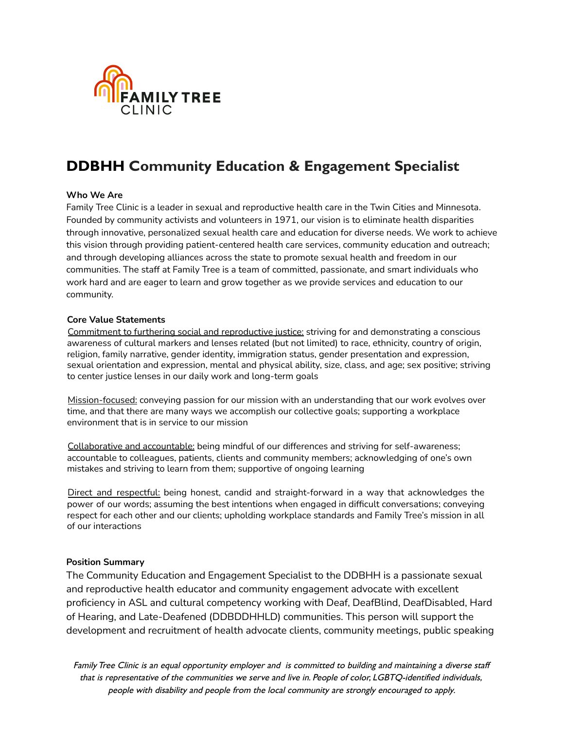FAMILY TREE CLINIC

# DDBHH Community Education & Engagement Specialist

**Who We Are**

Family Tree Clinic is a leader in sexual and reproductive health care in the Twin Cities and Minnesota. Founded by community activists and volunteers in 1971, our vision is to eliminate health disparities through innovative, personalized sexual health care and education for diverse needs. We work to achieve this vision through providing patient-centered health care services, community education and outreach; and through developing alliances across the state to promote sexual health and freedom in our communities. The staff at Family Tree is a team of committed, passionate, and smart individuals who work hard and are eager to learn and grow together as we provide services and education to our community.

**Core Value Statements**

<u>Commitment to furthering social and reproductive justice:</u> striving for and demonstrating a conscious awareness of cultural markers and lenses related (but not limited) to race, ethnicity, country of origin, religion, family narrative, gender identity, immigration status, gender presentation and expression, sexual orientation and expression, mental and physical ability, size, class, and age; sex positive; striving to center justice lenses in our daily work and long-term goals

<u>Mission-focused:</u> conveying passion for our mission with an understanding that our work evolves over time, and that there are many ways we accomplish our collective goals; supporting a workplace environment that is in service to our mission

<u>Collaborative and accountable:</u> being mindful of our differences and striving for self-awareness; accountable to colleagues, patients, clients and community members; acknowledging of one's own mistakes and striving to learn from them; supportive of ongoing learning

<u>Direct and respectful:</u> being honest, candid and straight-forward in a way that acknowledges the power of our words; assuming the best intentions when engaged in difficult conversations; conveying respect for each other and our clients; upholding workplace standards and Family Tree's mission in all of our interactions

**Position Summary**

The Community Education and Engagement Specialist to the DDBHH is a passionate sexual and reproductive health educator and community engagement advocate with excellent proficiency in ASL and cultural competency working with Deaf, DeafBlind, DeafDisabled, Hard of Hearing, and Late-Deafened (DDBDDHHLD) communities. This person will support the development and recruitment of health advocate clients, community meetings, public speaking

*Family Tree Clinic is an equal opportunity employer and is committed to building and maintaining a diverse staff that is representative of the communities we serve and live in. People of color, LGBTQ-identified individuals, people with disability and people from the local community are strongly encouraged to apply.*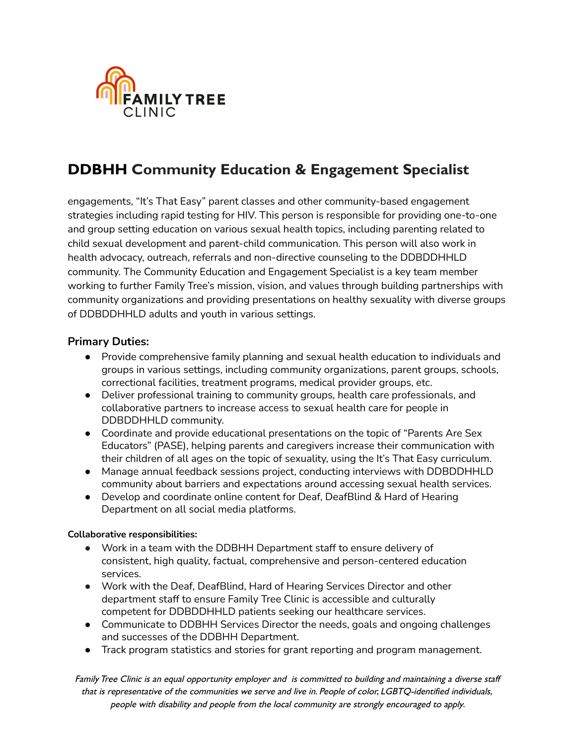# DDBHH Community Education & Engagement Specialist

engagements, "It's That Easy" parent classes and other community-based engagement strategies including rapid testing for HIV. This person is responsible for providing one-to-one and group setting education on various sexual health topics, including parenting related to child sexual development and parent-child communication. This person will also work in health advocacy, outreach, referrals and non-directive counseling to the DDBDDHHLD community. The Community Education and Engagement Specialist is a key team member working to further Family Tree's mission, vision, and values through building partnerships with community organizations and providing presentations on healthy sexuality with diverse groups of DDBDDHHLD adults and youth in various settings.

### Primary Duties:

- Provide comprehensive family planning and sexual health education to individuals and groups in various settings, including community organizations, parent groups, schools, correctional facilities, treatment programs, medical provider groups, etc.
- Deliver professional training to community groups, health care professionals, and collaborative partners to increase access to sexual health care for people in DDBDDHHLD community.
- Coordinate and provide educational presentations on the topic of "Parents Are Sex Educators" (PASE), helping parents and caregivers increase their communication with their children of all ages on the topic of sexuality, using the It's That Easy curriculum.
- Manage annual feedback sessions project, conducting interviews with DDBDDHHLD community about barriers and expectations around accessing sexual health services.
- Develop and coordinate online content for Deaf, DeafBlind & Hard of Hearing Department on all social media platforms.

**Collaborative responsibilities:**

- Work in a team with the DDBHH Department staff to ensure delivery of consistent, high quality, factual, comprehensive and person-centered education services.
- Work with the Deaf, DeafBlind, Hard of Hearing Services Director and other department staff to ensure Family Tree Clinic is accessible and culturally competent for DDBDDHHLD patients seeking our healthcare services.
- Communicate to DDBHH Services Director the needs, goals and ongoing challenges and successes of the DDBHH Department.
- Track program statistics and stories for grant reporting and program management.

*Family Tree Clinic is an equal opportunity employer and is committed to building and maintaining a diverse staff that is representative of the communities we serve and live in. People of color, LGBTQ-identified individuals, people with disability and people from the local community are strongly encouraged to apply.*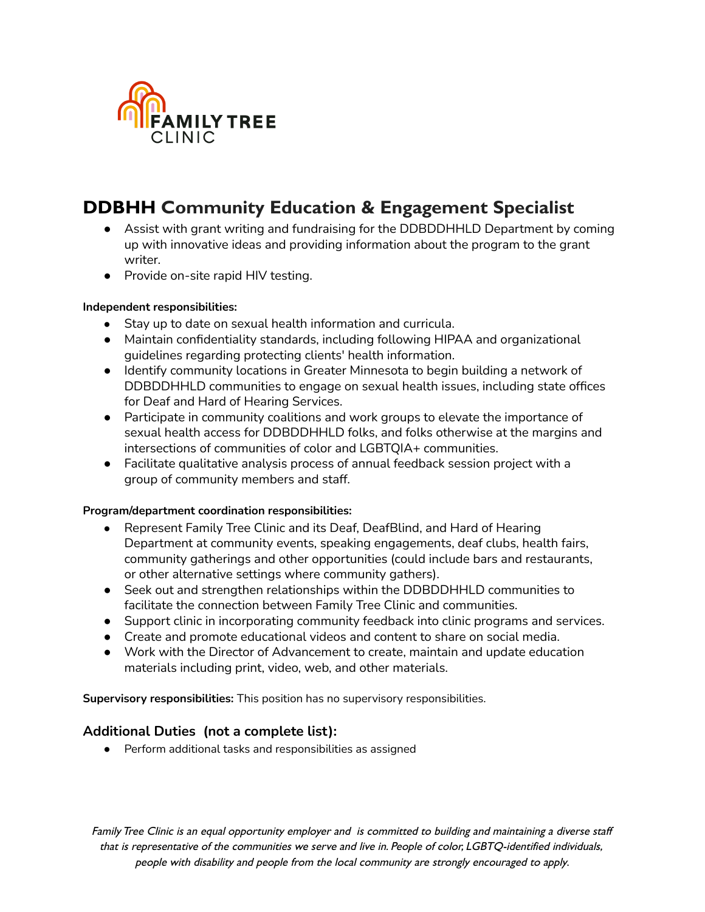## DDBHH Community Education & Engagement Specialist

- Assist with grant writing and fundraising for the DDBDDHHLD Department by coming up with innovative ideas and providing information about the program to the grant writer.
- Provide on-site rapid HIV testing.

**Independent responsibilities:**

- Stay up to date on sexual health information and curricula.
- Maintain confidentiality standards, including following HIPAA and organizational guidelines regarding protecting clients' health information.
- Identify community locations in Greater Minnesota to begin building a network of DDBDDHHLD communities to engage on sexual health issues, including state offices for Deaf and Hard of Hearing Services.
- Participate in community coalitions and work groups to elevate the importance of sexual health access for DDBDDHHLD folks, and folks otherwise at the margins and intersections of communities of color and LGBTQIA+ communities.
- Facilitate qualitative analysis process of annual feedback session project with a group of community members and staff.

**Program/department coordination responsibilities:**

- Represent Family Tree Clinic and its Deaf, DeafBlind, and Hard of Hearing Department at community events, speaking engagements, deaf clubs, health fairs, community gatherings and other opportunities (could include bars and restaurants, or other alternative settings where community gathers).
- Seek out and strengthen relationships within the DDBDDHHLD communities to facilitate the connection between Family Tree Clinic and communities.
- Support clinic in incorporating community feedback into clinic programs and services.
- Create and promote educational videos and content to share on social media.
- Work with the Director of Advancement to create, maintain and update education materials including print, video, web, and other materials.

**Supervisory responsibilities:** This position has no supervisory responsibilities.

### Additional Duties (not a complete list):

- Perform additional tasks and responsibilities as assigned

*Family Tree Clinic is an equal opportunity employer and is committed to building and maintaining a diverse staff that is representative of the communities we serve and live in. People of color, LGBTQ-identified individuals, people with disability and people from the local community are strongly encouraged to apply.*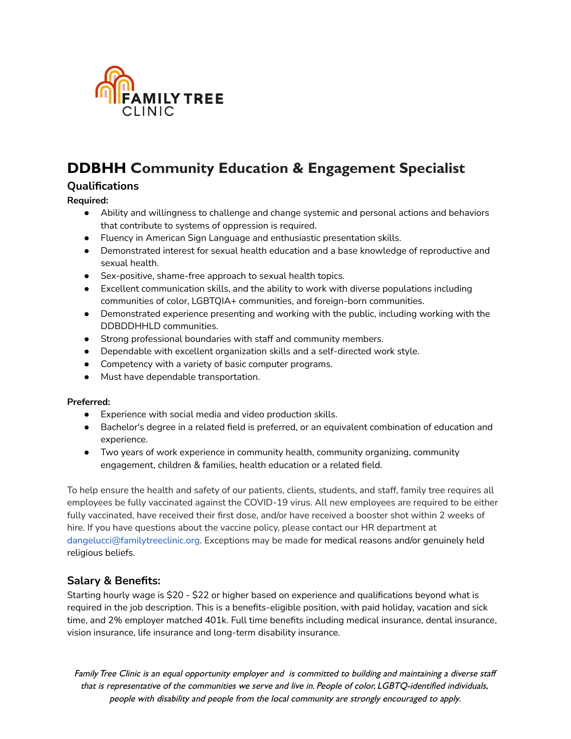FAMILY TREE CLINIC

# DDBHH Community Education & Engagement Specialist

## Qualifications

**Required:**

- Ability and willingness to challenge and change systemic and personal actions and behaviors that contribute to systems of oppression is required.
- Fluency in American Sign Language and enthusiastic presentation skills.
- Demonstrated interest for sexual health education and a base knowledge of reproductive and sexual health.
- Sex-positive, shame-free approach to sexual health topics.
- Excellent communication skills, and the ability to work with diverse populations including communities of color, LGBTQIA+ communities, and foreign-born communities.
- Demonstrated experience presenting and working with the public, including working with the DDBDDHHLD communities.
- Strong professional boundaries with staff and community members.
- Dependable with excellent organization skills and a self-directed work style.
- Competency with a variety of basic computer programs.
- Must have dependable transportation.

**Preferred:**

- Experience with social media and video production skills.
- Bachelor's degree in a related field is preferred, or an equivalent combination of education and experience.
- Two years of work experience in community health, community organizing, community engagement, children & families, health education or a related field.

To help ensure the health and safety of our patients, clients, students, and staff, family tree requires all employees be fully vaccinated against the COVID-19 virus. All new employees are required to be either fully vaccinated, have received their first dose, and/or have received a booster shot within 2 weeks of hire. If you have questions about the vaccine policy, please contact our HR department at dangelucci@familytreeclinic.org. Exceptions may be made for medical reasons and/or genuinely held religious beliefs.

## Salary & Benefits:

Starting hourly wage is $20 - $22 or higher based on experience and qualifications beyond what is required in the job description. This is a benefits-eligible position, with paid holiday, vacation and sick time, and 2% employer matched 401k. Full time benefits including medical insurance, dental insurance, vision insurance, life insurance and long-term disability insurance.

*Family Tree Clinic is an equal opportunity employer and is committed to building and maintaining a diverse staff that is representative of the communities we serve and live in. People of color, LGBTQ-identified individuals, people with disability and people from the local community are strongly encouraged to apply.*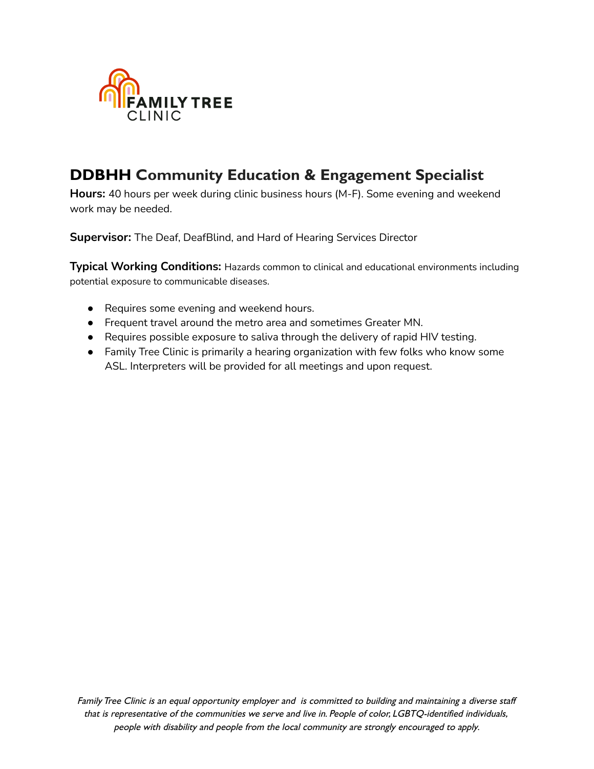**FAMILY TREE CLINIC**

## DDBHH Community Education & Engagement Specialist

**Hours:** 40 hours per week during clinic business hours (M-F). Some evening and weekend work may be needed.

**Supervisor:** The Deaf, DeafBlind, and Hard of Hearing Services Director

**Typical Working Conditions:** Hazards common to clinical and educational environments including potential exposure to communicable diseases.

- Requires some evening and weekend hours.
- Frequent travel around the metro area and sometimes Greater MN.
- Requires possible exposure to saliva through the delivery of rapid HIV testing.
- Family Tree Clinic is primarily a hearing organization with few folks who know some ASL. Interpreters will be provided for all meetings and upon request.

*Family Tree Clinic is an equal opportunity employer and is committed to building and maintaining a diverse staff that is representative of the communities we serve and live in. People of color, LGBTQ-identified individuals, people with disability and people from the local community are strongly encouraged to apply.*